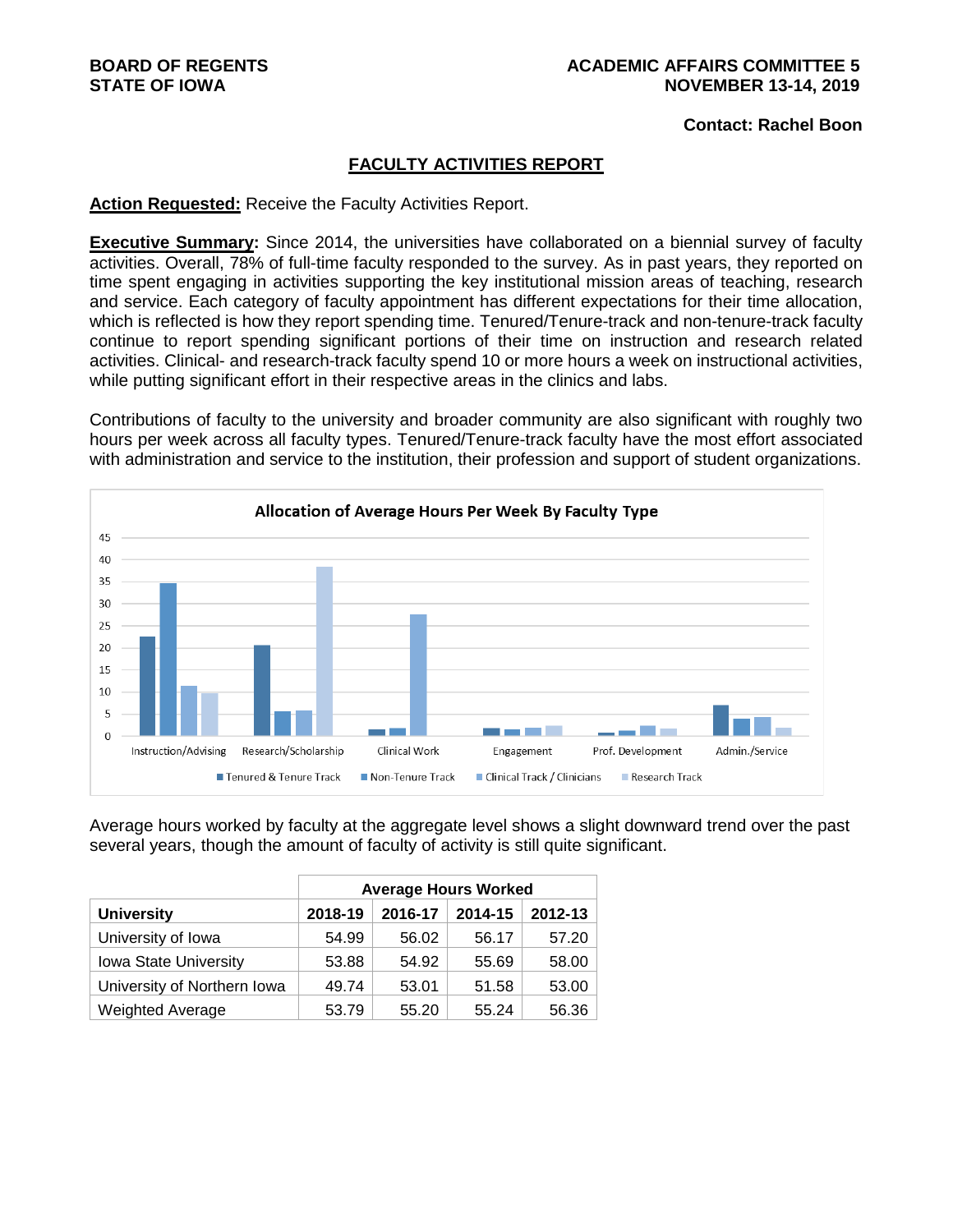BOARD OF REGENTS
STATE OF IOWA

ACADEMIC AFFAIRS COMMITTEE 5
NOVEMBER 13-14, 2019

**Contact: Rachel Boon**

## FACULTY ACTIVITIES REPORT

**Action Requested:** Receive the Faculty Activities Report.

**Executive Summary:** Since 2014, the universities have collaborated on a biennial survey of faculty activities. Overall, 78% of full-time faculty responded to the survey. As in past years, they reported on time spent engaging in activities supporting the key institutional mission areas of teaching, research and service. Each category of faculty appointment has different expectations for their time allocation, which is reflected is how they report spending time. Tenured/Tenure-track and non-tenure-track faculty continue to report spending significant portions of their time on instruction and research related activities. Clinical- and research-track faculty spend 10 or more hours a week on instructional activities, while putting significant effort in their respective areas in the clinics and labs.

Contributions of faculty to the university and broader community are also significant with roughly two hours per week across all faculty types. Tenured/Tenure-track faculty have the most effort associated with administration and service to the institution, their profession and support of student organizations.

**Allocation of Average Hours Per Week By Faculty Type**

Legend: Tenured & Tenure Track; Non-Tenure Track; Clinical Track / Clinicians; Research Track

Categories: Instruction/Advising; Research/Scholarship; Clinical Work; Engagement; Prof. Development; Admin./Service

Average hours worked by faculty at the aggregate level shows a slight downward trend over the past several years, though the amount of faculty of activity is still quite significant.

| | Average Hours Worked | | | |
|---|---|---|---|---|
| **University** | **2018-19** | **2016-17** | **2014-15** | **2012-13** |
| University of Iowa | 54.99 | 56.02 | 56.17 | 57.20 |
| Iowa State University | 53.88 | 54.92 | 55.69 | 58.00 |
| University of Northern Iowa | 49.74 | 53.01 | 51.58 | 53.00 |
| Weighted Average | 53.79 | 55.20 | 55.24 | 56.36 |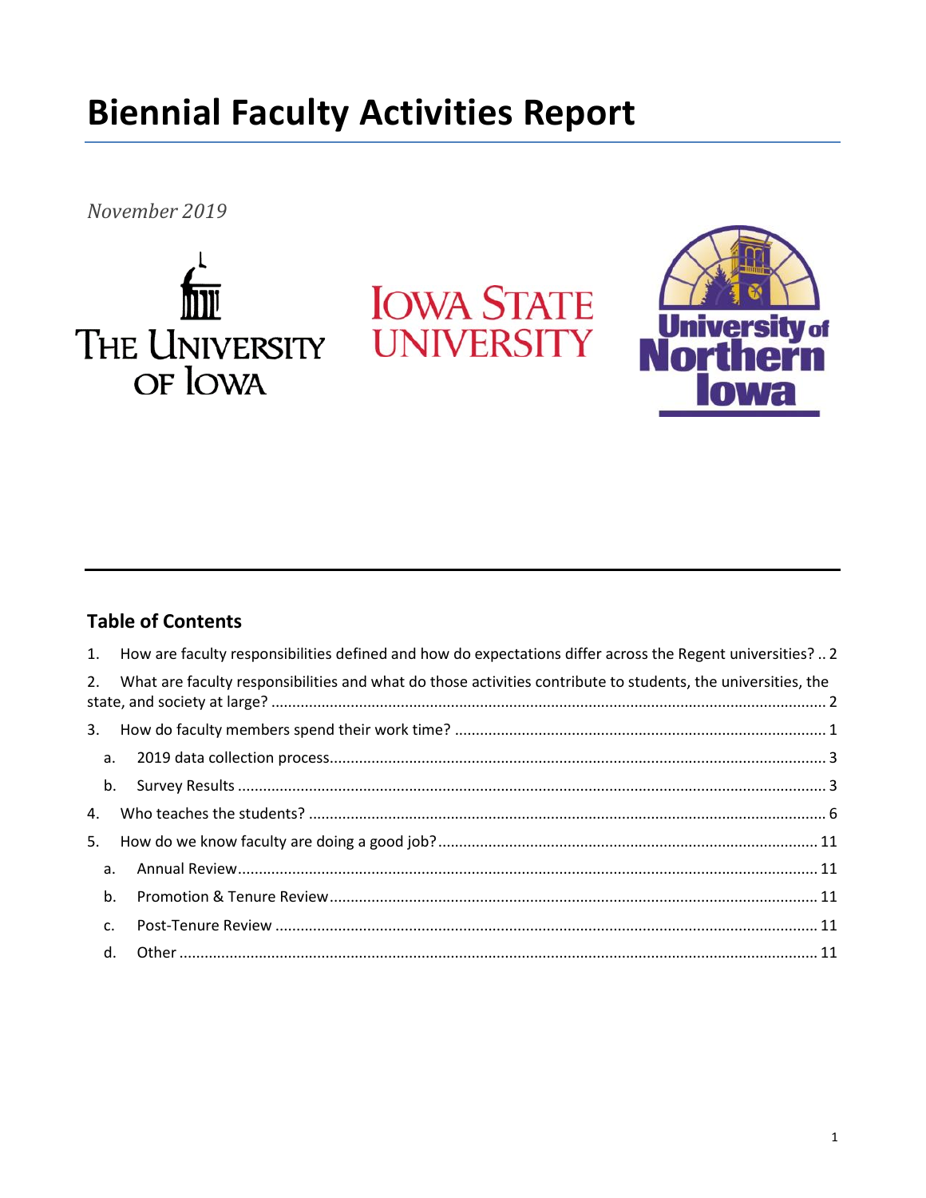# Biennial Faculty Activities Report

*November 2019*

THE UNIVERSITY OF IOWA

IOWA STATE UNIVERSITY

University of Northern Iowa

## Table of Contents

1. How are faculty responsibilities defined and how do expectations differ across the Regent universities? .. 2
2. What are faculty responsibilities and what do those activities contribute to students, the universities, the state, and society at large? ........ 2
3. How do faculty members spend their work time? ........ 1
   - a. 2019 data collection process........ 3
   - b. Survey Results ........ 3
4. Who teaches the students? ........ 6
5. How do we know faculty are doing a good job? ........ 11
   - a. Annual Review........ 11
   - b. Promotion & Tenure Review........ 11
   - c. Post-Tenure Review ........ 11
   - d. Other ........ 11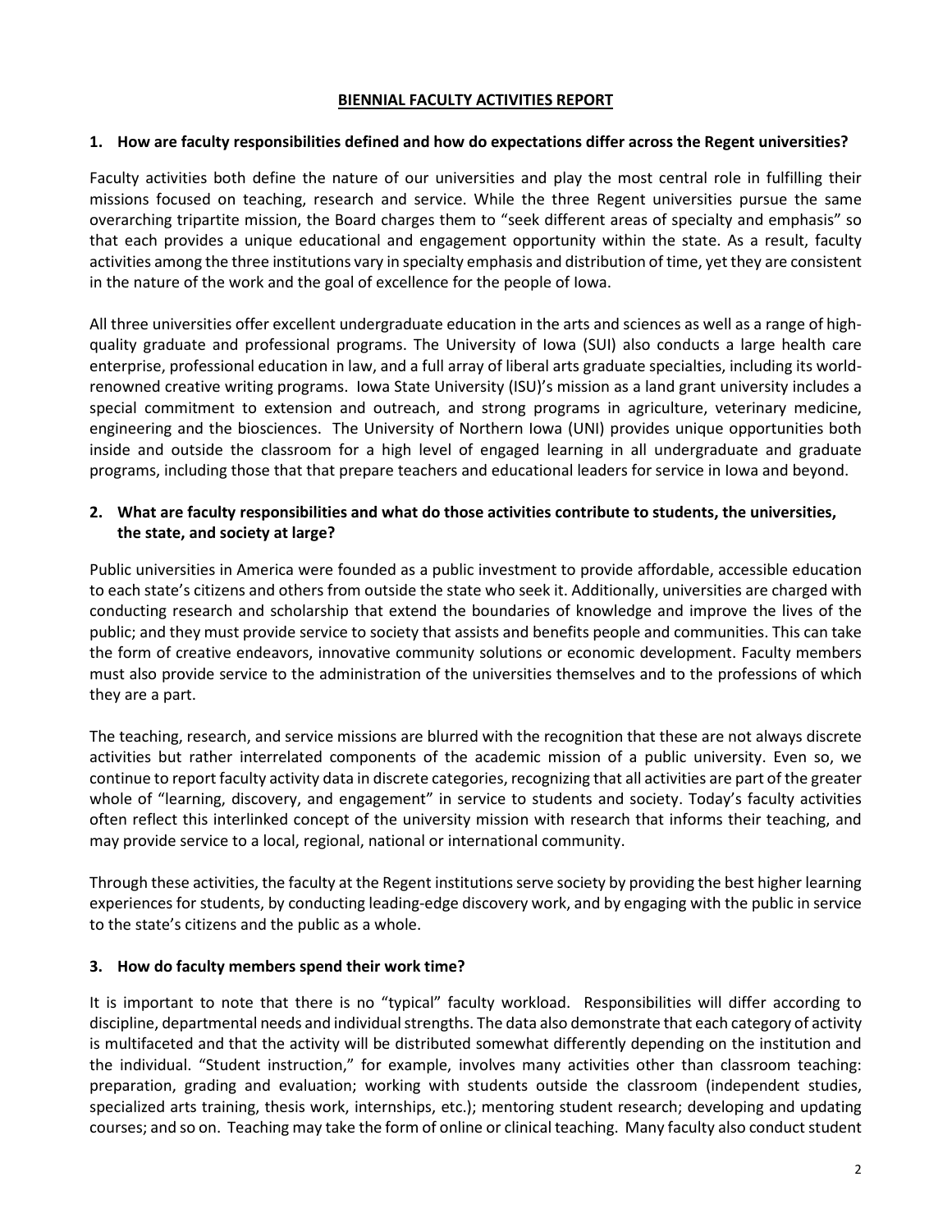**BIENNIAL FACULTY ACTIVITIES REPORT**

**1. How are faculty responsibilities defined and how do expectations differ across the Regent universities?**

Faculty activities both define the nature of our universities and play the most central role in fulfilling their missions focused on teaching, research and service. While the three Regent universities pursue the same overarching tripartite mission, the Board charges them to "seek different areas of specialty and emphasis" so that each provides a unique educational and engagement opportunity within the state. As a result, faculty activities among the three institutions vary in specialty emphasis and distribution of time, yet they are consistent in the nature of the work and the goal of excellence for the people of Iowa.

All three universities offer excellent undergraduate education in the arts and sciences as well as a range of high-quality graduate and professional programs. The University of Iowa (SUI) also conducts a large health care enterprise, professional education in law, and a full array of liberal arts graduate specialties, including its world-renowned creative writing programs. Iowa State University (ISU)'s mission as a land grant university includes a special commitment to extension and outreach, and strong programs in agriculture, veterinary medicine, engineering and the biosciences. The University of Northern Iowa (UNI) provides unique opportunities both inside and outside the classroom for a high level of engaged learning in all undergraduate and graduate programs, including those that that prepare teachers and educational leaders for service in Iowa and beyond.

**2. What are faculty responsibilities and what do those activities contribute to students, the universities, the state, and society at large?**

Public universities in America were founded as a public investment to provide affordable, accessible education to each state's citizens and others from outside the state who seek it. Additionally, universities are charged with conducting research and scholarship that extend the boundaries of knowledge and improve the lives of the public; and they must provide service to society that assists and benefits people and communities. This can take the form of creative endeavors, innovative community solutions or economic development. Faculty members must also provide service to the administration of the universities themselves and to the professions of which they are a part.

The teaching, research, and service missions are blurred with the recognition that these are not always discrete activities but rather interrelated components of the academic mission of a public university. Even so, we continue to report faculty activity data in discrete categories, recognizing that all activities are part of the greater whole of "learning, discovery, and engagement" in service to students and society. Today's faculty activities often reflect this interlinked concept of the university mission with research that informs their teaching, and may provide service to a local, regional, national or international community.

Through these activities, the faculty at the Regent institutions serve society by providing the best higher learning experiences for students, by conducting leading-edge discovery work, and by engaging with the public in service to the state's citizens and the public as a whole.

**3. How do faculty members spend their work time?**

It is important to note that there is no "typical" faculty workload. Responsibilities will differ according to discipline, departmental needs and individual strengths. The data also demonstrate that each category of activity is multifaceted and that the activity will be distributed somewhat differently depending on the institution and the individual. "Student instruction," for example, involves many activities other than classroom teaching: preparation, grading and evaluation; working with students outside the classroom (independent studies, specialized arts training, thesis work, internships, etc.); mentoring student research; developing and updating courses; and so on. Teaching may take the form of online or clinical teaching. Many faculty also conduct student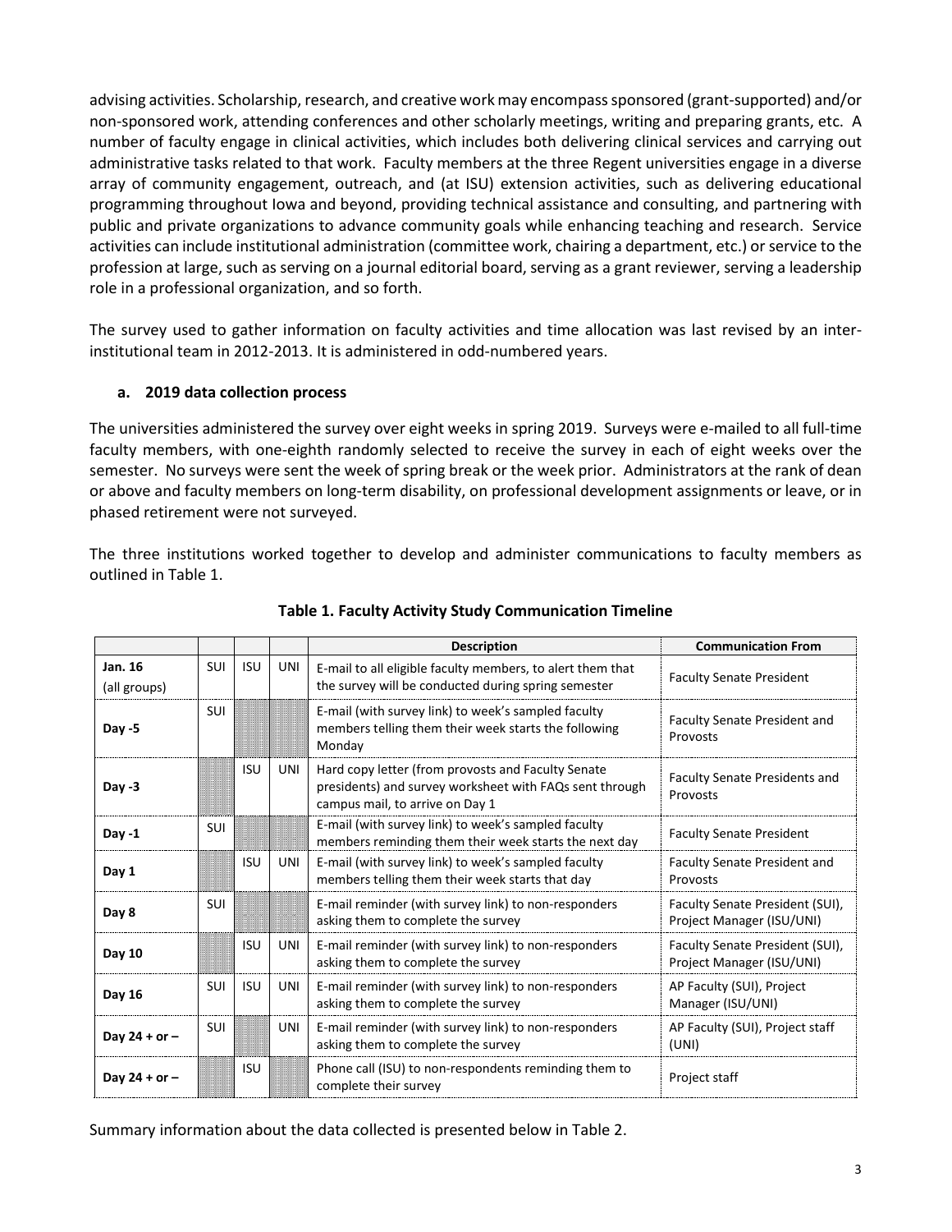advising activities. Scholarship, research, and creative work may encompass sponsored (grant-supported) and/or non-sponsored work, attending conferences and other scholarly meetings, writing and preparing grants, etc. A number of faculty engage in clinical activities, which includes both delivering clinical services and carrying out administrative tasks related to that work. Faculty members at the three Regent universities engage in a diverse array of community engagement, outreach, and (at ISU) extension activities, such as delivering educational programming throughout Iowa and beyond, providing technical assistance and consulting, and partnering with public and private organizations to advance community goals while enhancing teaching and research. Service activities can include institutional administration (committee work, chairing a department, etc.) or service to the profession at large, such as serving on a journal editorial board, serving as a grant reviewer, serving a leadership role in a professional organization, and so forth.

The survey used to gather information on faculty activities and time allocation was last revised by an inter-institutional team in 2012-2013. It is administered in odd-numbered years.

### a. 2019 data collection process

The universities administered the survey over eight weeks in spring 2019. Surveys were e-mailed to all full-time faculty members, with one-eighth randomly selected to receive the survey in each of eight weeks over the semester. No surveys were sent the week of spring break or the week prior. Administrators at the rank of dean or above and faculty members on long-term disability, on professional development assignments or leave, or in phased retirement were not surveyed.

The three institutions worked together to develop and administer communications to faculty members as outlined in Table 1.

**Table 1. Faculty Activity Study Communication Timeline**

| | | | | Description | Communication From |
|---|---|---|---|---|---|
| **Jan. 16** (all groups) | SUI | ISU | UNI | E-mail to all eligible faculty members, to alert them that the survey will be conducted during spring semester | Faculty Senate President |
| **Day -5** | SUI | | | E-mail (with survey link) to week's sampled faculty members telling them their week starts the following Monday | Faculty Senate President and Provosts |
| **Day -3** | | ISU | UNI | Hard copy letter (from provosts and Faculty Senate presidents) and survey worksheet with FAQs sent through campus mail, to arrive on Day 1 | Faculty Senate Presidents and Provosts |
| **Day -1** | SUI | | | E-mail (with survey link) to week's sampled faculty members reminding them their week starts the next day | Faculty Senate President |
| **Day 1** | | ISU | UNI | E-mail (with survey link) to week's sampled faculty members telling them their week starts that day | Faculty Senate President and Provosts |
| **Day 8** | SUI | | | E-mail reminder (with survey link) to non-responders asking them to complete the survey | Faculty Senate President (SUI), Project Manager (ISU/UNI) |
| **Day 10** | | ISU | UNI | E-mail reminder (with survey link) to non-responders asking them to complete the survey | Faculty Senate President (SUI), Project Manager (ISU/UNI) |
| **Day 16** | SUI | ISU | UNI | E-mail reminder (with survey link) to non-responders asking them to complete the survey | AP Faculty (SUI), Project Manager (ISU/UNI) |
| **Day 24 + or –** | SUI | | UNI | E-mail reminder (with survey link) to non-responders asking them to complete the survey | AP Faculty (SUI), Project staff (UNI) |
| **Day 24 + or –** | | ISU | | Phone call (ISU) to non-respondents reminding them to complete their survey | Project staff |

Summary information about the data collected is presented below in Table 2.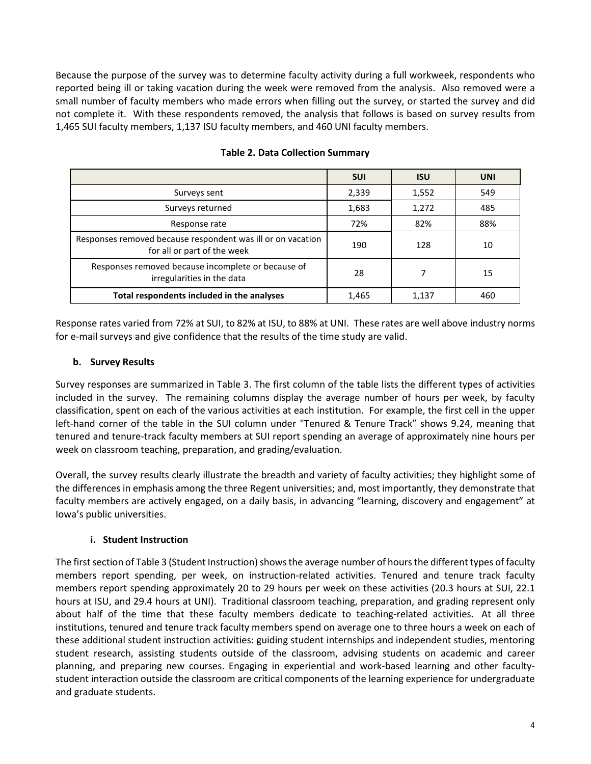Because the purpose of the survey was to determine faculty activity during a full workweek, respondents who reported being ill or taking vacation during the week were removed from the analysis. Also removed were a small number of faculty members who made errors when filling out the survey, or started the survey and did not complete it. With these respondents removed, the analysis that follows is based on survey results from 1,465 SUI faculty members, 1,137 ISU faculty members, and 460 UNI faculty members.

**Table 2. Data Collection Summary**

| | SUI | ISU | UNI |
|---|---|---|---|
| Surveys sent | 2,339 | 1,552 | 549 |
| Surveys returned | 1,683 | 1,272 | 485 |
| Response rate | 72% | 82% | 88% |
| Responses removed because respondent was ill or on vacation for all or part of the week | 190 | 128 | 10 |
| Responses removed because incomplete or because of irregularities in the data | 28 | 7 | 15 |
| **Total respondents included in the analyses** | 1,465 | 1,137 | 460 |

Response rates varied from 72% at SUI, to 82% at ISU, to 88% at UNI. These rates are well above industry norms for e-mail surveys and give confidence that the results of the time study are valid.

### b. Survey Results

Survey responses are summarized in Table 3. The first column of the table lists the different types of activities included in the survey. The remaining columns display the average number of hours per week, by faculty classification, spent on each of the various activities at each institution. For example, the first cell in the upper left-hand corner of the table in the SUI column under "Tenured & Tenure Track" shows 9.24, meaning that tenured and tenure-track faculty members at SUI report spending an average of approximately nine hours per week on classroom teaching, preparation, and grading/evaluation.

Overall, the survey results clearly illustrate the breadth and variety of faculty activities; they highlight some of the differences in emphasis among the three Regent universities; and, most importantly, they demonstrate that faculty members are actively engaged, on a daily basis, in advancing "learning, discovery and engagement" at Iowa's public universities.

#### i. Student Instruction

The first section of Table 3 (Student Instruction) shows the average number of hours the different types of faculty members report spending, per week, on instruction-related activities. Tenured and tenure track faculty members report spending approximately 20 to 29 hours per week on these activities (20.3 hours at SUI, 22.1 hours at ISU, and 29.4 hours at UNI). Traditional classroom teaching, preparation, and grading represent only about half of the time that these faculty members dedicate to teaching-related activities. At all three institutions, tenured and tenure track faculty members spend on average one to three hours a week on each of these additional student instruction activities: guiding student internships and independent studies, mentoring student research, assisting students outside of the classroom, advising students on academic and career planning, and preparing new courses. Engaging in experiential and work-based learning and other faculty-student interaction outside the classroom are critical components of the learning experience for undergraduate and graduate students.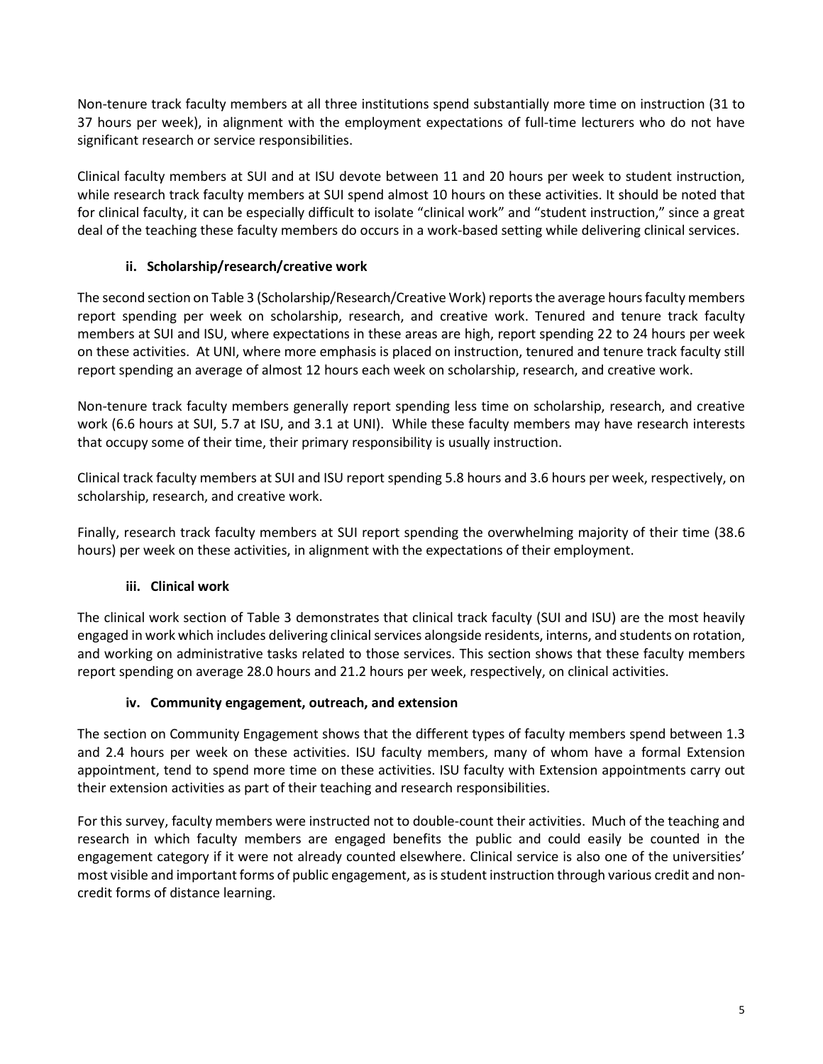Non-tenure track faculty members at all three institutions spend substantially more time on instruction (31 to 37 hours per week), in alignment with the employment expectations of full-time lecturers who do not have significant research or service responsibilities.

Clinical faculty members at SUI and at ISU devote between 11 and 20 hours per week to student instruction, while research track faculty members at SUI spend almost 10 hours on these activities. It should be noted that for clinical faculty, it can be especially difficult to isolate "clinical work" and "student instruction," since a great deal of the teaching these faculty members do occurs in a work-based setting while delivering clinical services.

### ii. Scholarship/research/creative work

The second section on Table 3 (Scholarship/Research/Creative Work) reports the average hours faculty members report spending per week on scholarship, research, and creative work. Tenured and tenure track faculty members at SUI and ISU, where expectations in these areas are high, report spending 22 to 24 hours per week on these activities. At UNI, where more emphasis is placed on instruction, tenured and tenure track faculty still report spending an average of almost 12 hours each week on scholarship, research, and creative work.

Non-tenure track faculty members generally report spending less time on scholarship, research, and creative work (6.6 hours at SUI, 5.7 at ISU, and 3.1 at UNI). While these faculty members may have research interests that occupy some of their time, their primary responsibility is usually instruction.

Clinical track faculty members at SUI and ISU report spending 5.8 hours and 3.6 hours per week, respectively, on scholarship, research, and creative work.

Finally, research track faculty members at SUI report spending the overwhelming majority of their time (38.6 hours) per week on these activities, in alignment with the expectations of their employment.

### iii. Clinical work

The clinical work section of Table 3 demonstrates that clinical track faculty (SUI and ISU) are the most heavily engaged in work which includes delivering clinical services alongside residents, interns, and students on rotation, and working on administrative tasks related to those services. This section shows that these faculty members report spending on average 28.0 hours and 21.2 hours per week, respectively, on clinical activities.

### iv. Community engagement, outreach, and extension

The section on Community Engagement shows that the different types of faculty members spend between 1.3 and 2.4 hours per week on these activities. ISU faculty members, many of whom have a formal Extension appointment, tend to spend more time on these activities. ISU faculty with Extension appointments carry out their extension activities as part of their teaching and research responsibilities.

For this survey, faculty members were instructed not to double-count their activities. Much of the teaching and research in which faculty members are engaged benefits the public and could easily be counted in the engagement category if it were not already counted elsewhere. Clinical service is also one of the universities' most visible and important forms of public engagement, as is student instruction through various credit and non-credit forms of distance learning.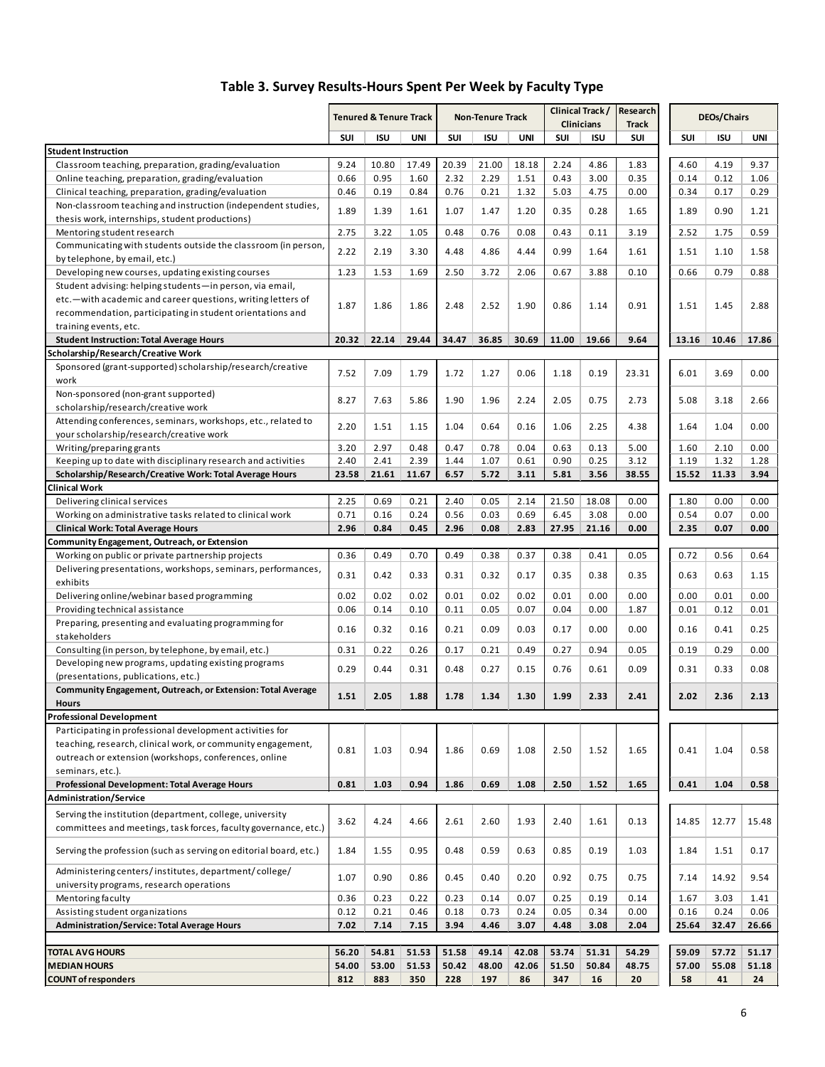## Table 3. Survey Results-Hours Spent Per Week by Faculty Type

| | Tenured & Tenure Track | | | Non-Tenure Track | | | Clinical Track / Clinicians | | Research Track | DEOs/Chairs | | |
|---|---|---|---|---|---|---|---|---|---|---|---|---|
| | SUI | ISU | UNI | SUI | ISU | UNI | SUI | ISU | SUI | SUI | ISU | UNI |
| **Student Instruction** | | | | | | | | | | | | |
| Classroom teaching, preparation, grading/evaluation | 9.24 | 10.80 | 17.49 | 20.39 | 21.00 | 18.18 | 2.24 | 4.86 | 1.83 | 4.60 | 4.19 | 9.37 |
| Online teaching, preparation, grading/evaluation | 0.66 | 0.95 | 1.60 | 2.32 | 2.29 | 1.51 | 0.43 | 3.00 | 0.35 | 0.14 | 0.12 | 1.06 |
| Clinical teaching, preparation, grading/evaluation | 0.46 | 0.19 | 0.84 | 0.76 | 0.21 | 1.32 | 5.03 | 4.75 | 0.00 | 0.34 | 0.17 | 0.29 |
| Non-classroom teaching and instruction (independent studies, thesis work, internships, student productions) | 1.89 | 1.39 | 1.61 | 1.07 | 1.47 | 1.20 | 0.35 | 0.28 | 1.65 | 1.89 | 0.90 | 1.21 |
| Mentoring student research | 2.75 | 3.22 | 1.05 | 0.48 | 0.76 | 0.08 | 0.43 | 0.11 | 3.19 | 2.52 | 1.75 | 0.59 |
| Communicating with students outside the classroom (in person, by telephone, by email, etc.) | 2.22 | 2.19 | 3.30 | 4.48 | 4.86 | 4.44 | 0.99 | 1.64 | 1.61 | 1.51 | 1.10 | 1.58 |
| Developing new courses, updating existing courses | 1.23 | 1.53 | 1.69 | 2.50 | 3.72 | 2.06 | 0.67 | 3.88 | 0.10 | 0.66 | 0.79 | 0.88 |
| Student advising: helping students—in person, via email, etc.—with academic and career questions, writing letters of recommendation, participating in student orientations and training events, etc. | 1.87 | 1.86 | 1.86 | 2.48 | 2.52 | 1.90 | 0.86 | 1.14 | 0.91 | 1.51 | 1.45 | 2.88 |
| **Student Instruction: Total Average Hours** | **20.32** | **22.14** | **29.44** | **34.47** | **36.85** | **30.69** | **11.00** | **19.66** | **9.64** | **13.16** | **10.46** | **17.86** |
| **Scholarship/Research/Creative Work** | | | | | | | | | | | | |
| Sponsored (grant-supported) scholarship/research/creative work | 7.52 | 7.09 | 1.79 | 1.72 | 1.27 | 0.06 | 1.18 | 0.19 | 23.31 | 6.01 | 3.69 | 0.00 |
| Non-sponsored (non-grant supported) scholarship/research/creative work | 8.27 | 7.63 | 5.86 | 1.90 | 1.96 | 2.24 | 2.05 | 0.75 | 2.73 | 5.08 | 3.18 | 2.66 |
| Attending conferences, seminars, workshops, etc., related to your scholarship/research/creative work | 2.20 | 1.51 | 1.15 | 1.04 | 0.64 | 0.16 | 1.06 | 2.25 | 4.38 | 1.64 | 1.04 | 0.00 |
| Writing/preparing grants | 3.20 | 2.97 | 0.48 | 0.47 | 0.78 | 0.04 | 0.63 | 0.13 | 5.00 | 1.60 | 2.10 | 0.00 |
| Keeping up to date with disciplinary research and activities | 2.40 | 2.41 | 2.39 | 1.44 | 1.07 | 0.61 | 0.90 | 0.25 | 3.12 | 1.19 | 1.32 | 1.28 |
| **Scholarship/Research/Creative Work: Total Average Hours** | **23.58** | **21.61** | **11.67** | **6.57** | **5.72** | **3.11** | **5.81** | **3.56** | **38.55** | **15.52** | **11.33** | **3.94** |
| **Clinical Work** | | | | | | | | | | | | |
| Delivering clinical services | 2.25 | 0.69 | 0.21 | 2.40 | 0.05 | 2.14 | 21.50 | 18.08 | 0.00 | 1.80 | 0.00 | 0.00 |
| Working on administrative tasks related to clinical work | 0.71 | 0.16 | 0.24 | 0.56 | 0.03 | 0.69 | 6.45 | 3.08 | 0.00 | 0.54 | 0.07 | 0.00 |
| **Clinical Work: Total Average Hours** | **2.96** | **0.84** | **0.45** | **2.96** | **0.08** | **2.83** | **27.95** | **21.16** | **0.00** | **2.35** | **0.07** | **0.00** |
| **Community Engagement, Outreach, or Extension** | | | | | | | | | | | | |
| Working on public or private partnership projects | 0.36 | 0.49 | 0.70 | 0.49 | 0.38 | 0.37 | 0.38 | 0.41 | 0.05 | 0.72 | 0.56 | 0.64 |
| Delivering presentations, workshops, seminars, performances, exhibits | 0.31 | 0.42 | 0.33 | 0.31 | 0.32 | 0.17 | 0.35 | 0.38 | 0.35 | 0.63 | 0.63 | 1.15 |
| Delivering online/webinar based programming | 0.02 | 0.02 | 0.02 | 0.01 | 0.02 | 0.02 | 0.01 | 0.00 | 0.00 | 0.00 | 0.01 | 0.00 |
| Providing technical assistance | 0.06 | 0.14 | 0.10 | 0.11 | 0.05 | 0.07 | 0.04 | 0.00 | 1.87 | 0.01 | 0.12 | 0.01 |
| Preparing, presenting and evaluating programming for stakeholders | 0.16 | 0.32 | 0.16 | 0.21 | 0.09 | 0.03 | 0.17 | 0.00 | 0.00 | 0.16 | 0.41 | 0.25 |
| Consulting (in person, by telephone, by email, etc.) | 0.31 | 0.22 | 0.26 | 0.17 | 0.21 | 0.49 | 0.27 | 0.94 | 0.05 | 0.19 | 0.29 | 0.00 |
| Developing new programs, updating existing programs (presentations, publications, etc.) | 0.29 | 0.44 | 0.31 | 0.48 | 0.27 | 0.15 | 0.76 | 0.61 | 0.09 | 0.31 | 0.33 | 0.08 |
| **Community Engagement, Outreach, or Extension: Total Average Hours** | **1.51** | **2.05** | **1.88** | **1.78** | **1.34** | **1.30** | **1.99** | **2.33** | **2.41** | **2.02** | **2.36** | **2.13** |
| **Professional Development** | | | | | | | | | | | | |
| Participating in professional development activities for teaching, research, clinical work, or community engagement, outreach or extension (workshops, conferences, online seminars, etc.). | 0.81 | 1.03 | 0.94 | 1.86 | 0.69 | 1.08 | 2.50 | 1.52 | 1.65 | 0.41 | 1.04 | 0.58 |
| **Professional Development: Total Average Hours** | **0.81** | **1.03** | **0.94** | **1.86** | **0.69** | **1.08** | **2.50** | **1.52** | **1.65** | **0.41** | **1.04** | **0.58** |
| **Administration/Service** | | | | | | | | | | | | |
| Serving the institution (department, college, university committees and meetings, task forces, faculty governance, etc.) | 3.62 | 4.24 | 4.66 | 2.61 | 2.60 | 1.93 | 2.40 | 1.61 | 0.13 | 14.85 | 12.77 | 15.48 |
| Serving the profession (such as serving on editorial board, etc.) | 1.84 | 1.55 | 0.95 | 0.48 | 0.59 | 0.63 | 0.85 | 0.19 | 1.03 | 1.84 | 1.51 | 0.17 |
| Administering centers/ institutes, department/ college/ university programs, research operations | 1.07 | 0.90 | 0.86 | 0.45 | 0.40 | 0.20 | 0.92 | 0.75 | 0.75 | 7.14 | 14.92 | 9.54 |
| Mentoring faculty | 0.36 | 0.23 | 0.22 | 0.23 | 0.14 | 0.07 | 0.25 | 0.19 | 0.14 | 1.67 | 3.03 | 1.41 |
| Assisting student organizations | 0.12 | 0.21 | 0.46 | 0.18 | 0.73 | 0.24 | 0.05 | 0.34 | 0.00 | 0.16 | 0.24 | 0.06 |
| **Administration/Service: Total Average Hours** | **7.02** | **7.14** | **7.15** | **3.94** | **4.46** | **3.07** | **4.48** | **3.08** | **2.04** | **25.64** | **32.47** | **26.66** |
| **TOTAL AVG HOURS** | **56.20** | **54.81** | **51.53** | **51.58** | **49.14** | **42.08** | **53.74** | **51.31** | **54.29** | **59.09** | **57.72** | **51.17** |
| **MEDIAN HOURS** | **54.00** | **53.00** | **51.53** | **50.42** | **48.00** | **42.06** | **51.50** | **50.84** | **48.75** | **57.00** | **55.08** | **51.18** |
| **COUNT of responders** | **812** | **883** | **350** | **228** | **197** | **86** | **347** | **16** | **20** | **58** | **41** | **24** |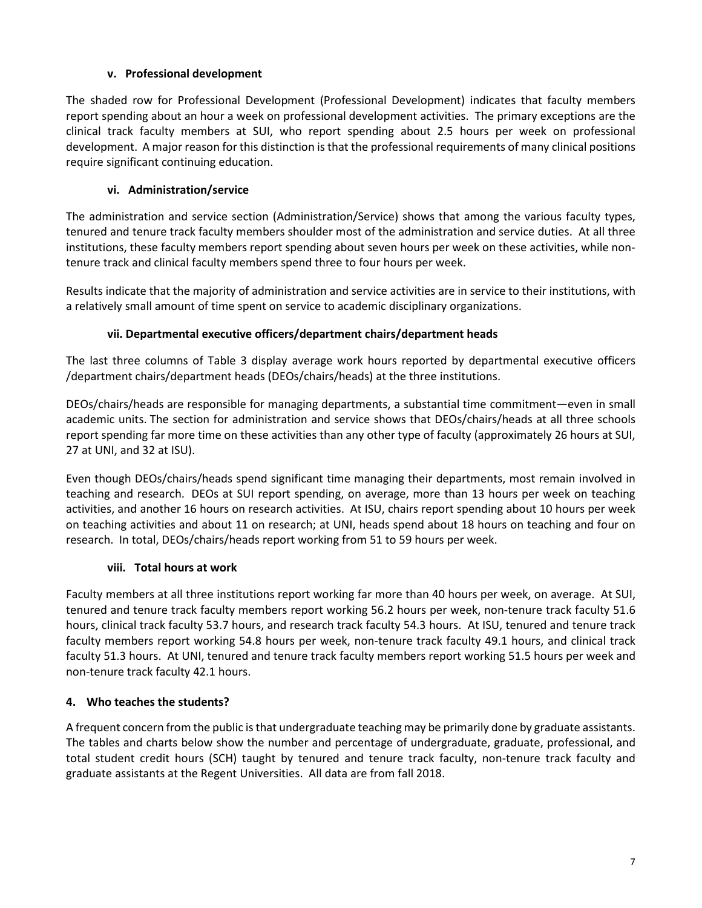### v. Professional development

The shaded row for Professional Development (Professional Development) indicates that faculty members report spending about an hour a week on professional development activities. The primary exceptions are the clinical track faculty members at SUI, who report spending about 2.5 hours per week on professional development. A major reason for this distinction is that the professional requirements of many clinical positions require significant continuing education.

### vi. Administration/service

The administration and service section (Administration/Service) shows that among the various faculty types, tenured and tenure track faculty members shoulder most of the administration and service duties. At all three institutions, these faculty members report spending about seven hours per week on these activities, while non-tenure track and clinical faculty members spend three to four hours per week.

Results indicate that the majority of administration and service activities are in service to their institutions, with a relatively small amount of time spent on service to academic disciplinary organizations.

### vii. Departmental executive officers/department chairs/department heads

The last three columns of Table 3 display average work hours reported by departmental executive officers /department chairs/department heads (DEOs/chairs/heads) at the three institutions.

DEOs/chairs/heads are responsible for managing departments, a substantial time commitment—even in small academic units. The section for administration and service shows that DEOs/chairs/heads at all three schools report spending far more time on these activities than any other type of faculty (approximately 26 hours at SUI, 27 at UNI, and 32 at ISU).

Even though DEOs/chairs/heads spend significant time managing their departments, most remain involved in teaching and research. DEOs at SUI report spending, on average, more than 13 hours per week on teaching activities, and another 16 hours on research activities. At ISU, chairs report spending about 10 hours per week on teaching activities and about 11 on research; at UNI, heads spend about 18 hours on teaching and four on research. In total, DEOs/chairs/heads report working from 51 to 59 hours per week.

### viii. Total hours at work

Faculty members at all three institutions report working far more than 40 hours per week, on average. At SUI, tenured and tenure track faculty members report working 56.2 hours per week, non-tenure track faculty 51.6 hours, clinical track faculty 53.7 hours, and research track faculty 54.3 hours. At ISU, tenured and tenure track faculty members report working 54.8 hours per week, non-tenure track faculty 49.1 hours, and clinical track faculty 51.3 hours. At UNI, tenured and tenure track faculty members report working 51.5 hours per week and non-tenure track faculty 42.1 hours.

## 4. Who teaches the students?

A frequent concern from the public is that undergraduate teaching may be primarily done by graduate assistants. The tables and charts below show the number and percentage of undergraduate, graduate, professional, and total student credit hours (SCH) taught by tenured and tenure track faculty, non-tenure track faculty and graduate assistants at the Regent Universities. All data are from fall 2018.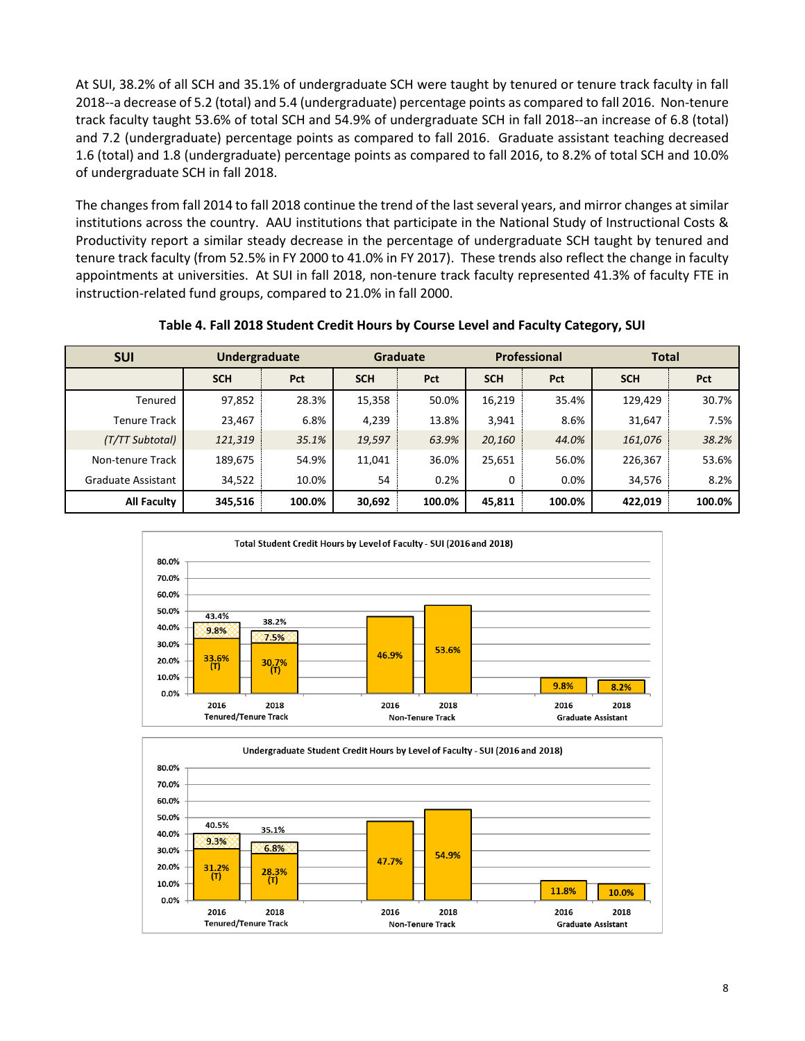At SUI, 38.2% of all SCH and 35.1% of undergraduate SCH were taught by tenured or tenure track faculty in fall 2018--a decrease of 5.2 (total) and 5.4 (undergraduate) percentage points as compared to fall 2016. Non-tenure track faculty taught 53.6% of total SCH and 54.9% of undergraduate SCH in fall 2018--an increase of 6.8 (total) and 7.2 (undergraduate) percentage points as compared to fall 2016. Graduate assistant teaching decreased 1.6 (total) and 1.8 (undergraduate) percentage points as compared to fall 2016, to 8.2% of total SCH and 10.0% of undergraduate SCH in fall 2018.

The changes from fall 2014 to fall 2018 continue the trend of the last several years, and mirror changes at similar institutions across the country. AAU institutions that participate in the National Study of Instructional Costs & Productivity report a similar steady decrease in the percentage of undergraduate SCH taught by tenured and tenure track faculty (from 52.5% in FY 2000 to 41.0% in FY 2017). These trends also reflect the change in faculty appointments at universities. At SUI in fall 2018, non-tenure track faculty represented 41.3% of faculty FTE in instruction-related fund groups, compared to 21.0% in fall 2000.

**Table 4. Fall 2018 Student Credit Hours by Course Level and Faculty Category, SUI**

| SUI | Undergraduate | | Graduate | | Professional | | Total | |
|---|---|---|---|---|---|---|---|---|
| | SCH | Pct | SCH | Pct | SCH | Pct | SCH | Pct |
| Tenured | 97,852 | 28.3% | 15,358 | 50.0% | 16,219 | 35.4% | 129,429 | 30.7% |
| Tenure Track | 23,467 | 6.8% | 4,239 | 13.8% | 3,941 | 8.6% | 31,647 | 7.5% |
| *(T/TT Subtotal)* | *121,319* | *35.1%* | *19,597* | *63.9%* | *20,160* | *44.0%* | *161,076* | *38.2%* |
| Non-tenure Track | 189,675 | 54.9% | 11,041 | 36.0% | 25,651 | 56.0% | 226,367 | 53.6% |
| Graduate Assistant | 34,522 | 10.0% | 54 | 0.2% | 0 | 0.0% | 34,576 | 8.2% |
| **All Faculty** | **345,516** | **100.0%** | **30,692** | **100.0%** | **45,811** | **100.0%** | **422,019** | **100.0%** |

**Total Student Credit Hours by Level of Faculty - SUI (2016 and 2018)**

| | Tenured/Tenure Track 2016 | Tenured/Tenure Track 2018 | Non-Tenure Track 2016 | Non-Tenure Track 2018 | Graduate Assistant 2016 | Graduate Assistant 2018 |
|---|---|---|---|---|---|---|
| Tenured (T) | 33.6% | 30.7% | | | | |
| Tenure Track | 9.8% | 7.5% | | | | |
| Total | 43.4% | 38.2% | 46.9% | 53.6% | 9.8% | 8.2% |

**Undergraduate Student Credit Hours by Level of Faculty - SUI (2016 and 2018)**

| | Tenured/Tenure Track 2016 | Tenured/Tenure Track 2018 | Non-Tenure Track 2016 | Non-Tenure Track 2018 | Graduate Assistant 2016 | Graduate Assistant 2018 |
|---|---|---|---|---|---|---|
| Tenured (T) | 31.2% | 28.3% | | | | |
| Tenure Track | 9.3% | 6.8% | | | | |
| Total | 40.5% | 35.1% | 47.7% | 54.9% | 11.8% | 10.0% |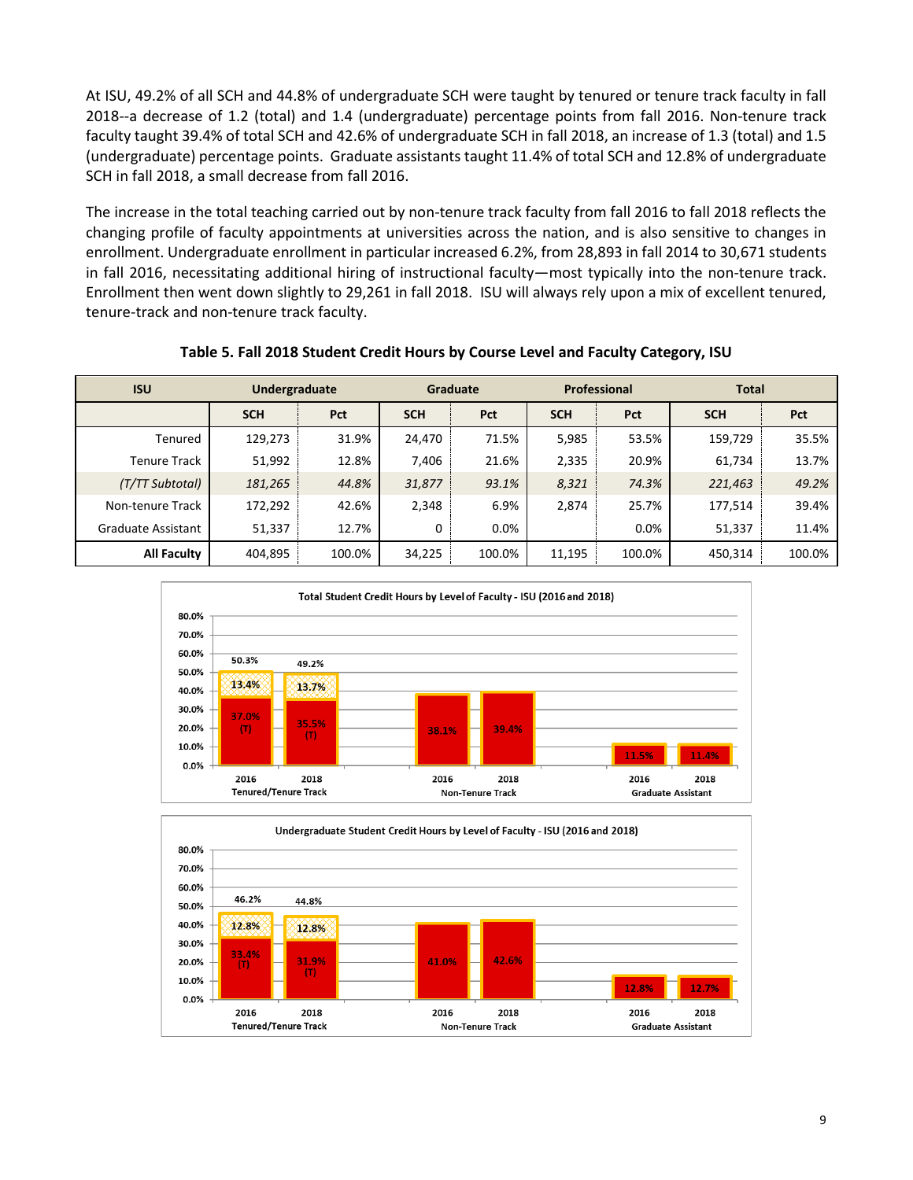At ISU, 49.2% of all SCH and 44.8% of undergraduate SCH were taught by tenured or tenure track faculty in fall 2018--a decrease of 1.2 (total) and 1.4 (undergraduate) percentage points from fall 2016. Non-tenure track faculty taught 39.4% of total SCH and 42.6% of undergraduate SCH in fall 2018, an increase of 1.3 (total) and 1.5 (undergraduate) percentage points. Graduate assistants taught 11.4% of total SCH and 12.8% of undergraduate SCH in fall 2018, a small decrease from fall 2016.

The increase in the total teaching carried out by non-tenure track faculty from fall 2016 to fall 2018 reflects the changing profile of faculty appointments at universities across the nation, and is also sensitive to changes in enrollment. Undergraduate enrollment in particular increased 6.2%, from 28,893 in fall 2014 to 30,671 students in fall 2016, necessitating additional hiring of instructional faculty—most typically into the non-tenure track. Enrollment then went down slightly to 29,261 in fall 2018. ISU will always rely upon a mix of excellent tenured, tenure-track and non-tenure track faculty.

**Table 5. Fall 2018 Student Credit Hours by Course Level and Faculty Category, ISU**

| ISU | Undergraduate | | Graduate | | Professional | | Total | |
|---|---|---|---|---|---|---|---|---|
| | SCH | Pct | SCH | Pct | SCH | Pct | SCH | Pct |
| Tenured | 129,273 | 31.9% | 24,470 | 71.5% | 5,985 | 53.5% | 159,729 | 35.5% |
| Tenure Track | 51,992 | 12.8% | 7,406 | 21.6% | 2,335 | 20.9% | 61,734 | 13.7% |
| *(T/TT Subtotal)* | *181,265* | *44.8%* | *31,877* | *93.1%* | *8,321* | *74.3%* | *221,463* | *49.2%* |
| Non-tenure Track | 172,292 | 42.6% | 2,348 | 6.9% | 2,874 | 25.7% | 177,514 | 39.4% |
| Graduate Assistant | 51,337 | 12.7% | 0 | 0.0% | | 0.0% | 51,337 | 11.4% |
| **All Faculty** | 404,895 | 100.0% | 34,225 | 100.0% | 11,195 | 100.0% | 450,314 | 100.0% |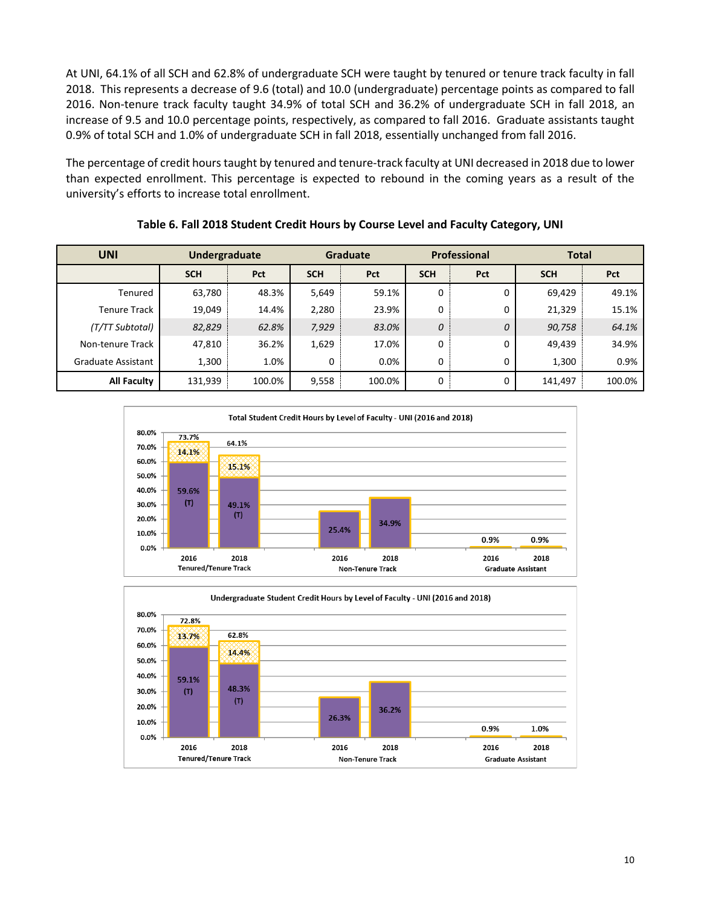At UNI, 64.1% of all SCH and 62.8% of undergraduate SCH were taught by tenured or tenure track faculty in fall 2018. This represents a decrease of 9.6 (total) and 10.0 (undergraduate) percentage points as compared to fall 2016. Non-tenure track faculty taught 34.9% of total SCH and 36.2% of undergraduate SCH in fall 2018, an increase of 9.5 and 10.0 percentage points, respectively, as compared to fall 2016. Graduate assistants taught 0.9% of total SCH and 1.0% of undergraduate SCH in fall 2018, essentially unchanged from fall 2016.

The percentage of credit hours taught by tenured and tenure-track faculty at UNI decreased in 2018 due to lower than expected enrollment. This percentage is expected to rebound in the coming years as a result of the university's efforts to increase total enrollment.

**Table 6. Fall 2018 Student Credit Hours by Course Level and Faculty Category, UNI**

| UNI | Undergraduate | | Graduate | | Professional | | Total | |
|---|---|---|---|---|---|---|---|---|
| | SCH | Pct | SCH | Pct | SCH | Pct | SCH | Pct |
| Tenured | 63,780 | 48.3% | 5,649 | 59.1% | 0 | 0 | 69,429 | 49.1% |
| Tenure Track | 19,049 | 14.4% | 2,280 | 23.9% | 0 | 0 | 21,329 | 15.1% |
| *(T/TT Subtotal)* | *82,829* | *62.8%* | *7,929* | *83.0%* | *0* | *0* | *90,758* | *64.1%* |
| Non-tenure Track | 47,810 | 36.2% | 1,629 | 17.0% | 0 | 0 | 49,439 | 34.9% |
| Graduate Assistant | 1,300 | 1.0% | 0 | 0.0% | 0 | 0 | 1,300 | 0.9% |
| **All Faculty** | 131,939 | 100.0% | 9,558 | 100.0% | 0 | 0 | 141,497 | 100.0% |

**Total Student Credit Hours by Level of Faculty - UNI (2016 and 2018)**

| | Tenured (T) | Tenure Track | Total |
|---|---|---|---|
| Tenured/Tenure Track 2016 | 59.6% | 14.1% | 73.7% |
| Tenured/Tenure Track 2018 | 49.1% | 15.1% | 64.1% |
| Non-Tenure Track 2016 | | | 25.4% |
| Non-Tenure Track 2018 | | | 34.9% |
| Graduate Assistant 2016 | | | 0.9% |
| Graduate Assistant 2018 | | | 0.9% |

**Undergraduate Student Credit Hours by Level of Faculty - UNI (2016 and 2018)**

| | Tenured (T) | Tenure Track | Total |
|---|---|---|---|
| Tenured/Tenure Track 2016 | 59.1% | 13.7% | 72.8% |
| Tenured/Tenure Track 2018 | 48.3% | 14.4% | 62.8% |
| Non-Tenure Track 2016 | | | 26.3% |
| Non-Tenure Track 2018 | | | 36.2% |
| Graduate Assistant 2016 | | | 0.9% |
| Graduate Assistant 2018 | | | 1.0% |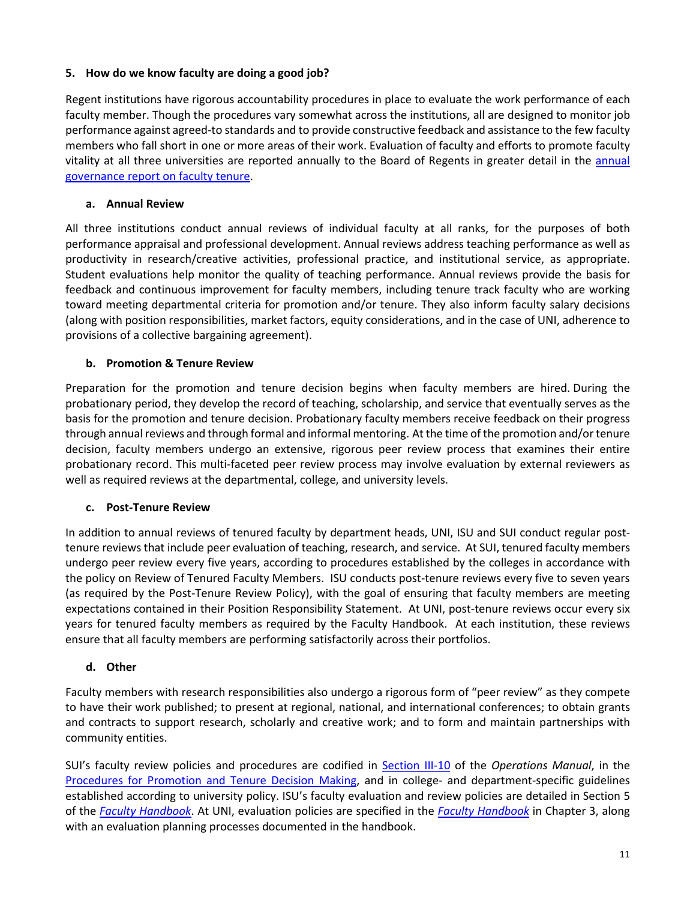### 5. How do we know faculty are doing a good job?

Regent institutions have rigorous accountability procedures in place to evaluate the work performance of each faculty member. Though the procedures vary somewhat across the institutions, all are designed to monitor job performance against agreed-to standards and to provide constructive feedback and assistance to the few faculty members who fall short in one or more areas of their work. Evaluation of faculty and efforts to promote faculty vitality at all three universities are reported annually to the Board of Regents in greater detail in the annual governance report on faculty tenure.

#### a. Annual Review

All three institutions conduct annual reviews of individual faculty at all ranks, for the purposes of both performance appraisal and professional development. Annual reviews address teaching performance as well as productivity in research/creative activities, professional practice, and institutional service, as appropriate. Student evaluations help monitor the quality of teaching performance. Annual reviews provide the basis for feedback and continuous improvement for faculty members, including tenure track faculty who are working toward meeting departmental criteria for promotion and/or tenure. They also inform faculty salary decisions (along with position responsibilities, market factors, equity considerations, and in the case of UNI, adherence to provisions of a collective bargaining agreement).

#### b. Promotion & Tenure Review

Preparation for the promotion and tenure decision begins when faculty members are hired. During the probationary period, they develop the record of teaching, scholarship, and service that eventually serves as the basis for the promotion and tenure decision. Probationary faculty members receive feedback on their progress through annual reviews and through formal and informal mentoring. At the time of the promotion and/or tenure decision, faculty members undergo an extensive, rigorous peer review process that examines their entire probationary record. This multi-faceted peer review process may involve evaluation by external reviewers as well as required reviews at the departmental, college, and university levels.

#### c. Post-Tenure Review

In addition to annual reviews of tenured faculty by department heads, UNI, ISU and SUI conduct regular post-tenure reviews that include peer evaluation of teaching, research, and service. At SUI, tenured faculty members undergo peer review every five years, according to procedures established by the colleges in accordance with the policy on Review of Tenured Faculty Members. ISU conducts post-tenure reviews every five to seven years (as required by the Post-Tenure Review Policy), with the goal of ensuring that faculty members are meeting expectations contained in their Position Responsibility Statement. At UNI, post-tenure reviews occur every six years for tenured faculty members as required by the Faculty Handbook. At each institution, these reviews ensure that all faculty members are performing satisfactorily across their portfolios.

#### d. Other

Faculty members with research responsibilities also undergo a rigorous form of "peer review" as they compete to have their work published; to present at regional, national, and international conferences; to obtain grants and contracts to support research, scholarly and creative work; and to form and maintain partnerships with community entities.

SUI's faculty review policies and procedures are codified in Section III-10 of the *Operations Manual*, in the Procedures for Promotion and Tenure Decision Making, and in college- and department-specific guidelines established according to university policy. ISU's faculty evaluation and review policies are detailed in Section 5 of the *Faculty Handbook*. At UNI, evaluation policies are specified in the *Faculty Handbook* in Chapter 3, along with an evaluation planning processes documented in the handbook.